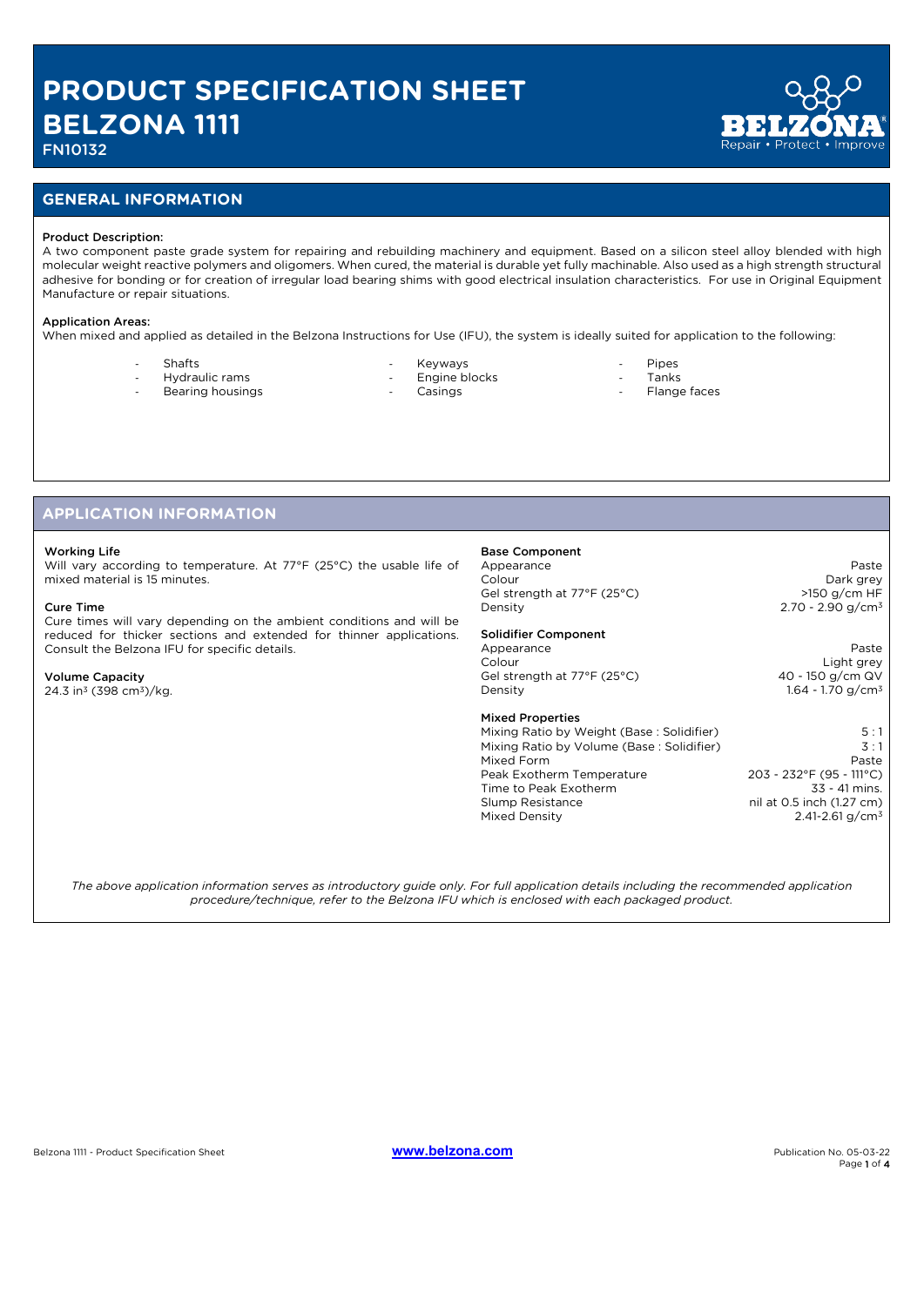# PRODUCT SPECIFICATION SHEET
# BELZONA 1111
FN10132

## GENERAL INFORMATION

**Product Description:**
A two component paste grade system for repairing and rebuilding machinery and equipment. Based on a silicon steel alloy blended with high molecular weight reactive polymers and oligomers. When cured, the material is durable yet fully machinable. Also used as a high strength structural adhesive for bonding or for creation of irregular load bearing shims with good electrical insulation characteristics. For use in Original Equipment Manufacture or repair situations.

**Application Areas:**
When mixed and applied as detailed in the Belzona Instructions for Use (IFU), the system is ideally suited for application to the following:

- Shafts
- Hydraulic rams
- Bearing housings
- Keyways
- Engine blocks
- Casings
- Pipes
- Tanks
- Flange faces

## APPLICATION INFORMATION

**Working Life**
Will vary according to temperature. At 77°F (25°C) the usable life of mixed material is 15 minutes.

**Cure Time**
Cure times will vary depending on the ambient conditions and will be reduced for thicker sections and extended for thinner applications. Consult the Belzona IFU for specific details.

**Volume Capacity**
24.3 in$^3$ (398 cm$^3$)/kg.

**Base Component**

| | |
|---|---|
| Appearance | Paste |
| Colour | Dark grey |
| Gel strength at 77°F (25°C) | >150 g/cm HF |
| Density | 2.70 - 2.90 g/cm$^3$ |

**Solidifier Component**

| | |
|---|---|
| Appearance | Paste |
| Colour | Light grey |
| Gel strength at 77°F (25°C) | 40 - 150 g/cm QV |
| Density | 1.64 - 1.70 g/cm$^3$ |

**Mixed Properties**

| | |
|---|---|
| Mixing Ratio by Weight (Base : Solidifier) | 5 : 1 |
| Mixing Ratio by Volume (Base : Solidifier) | 3 : 1 |
| Mixed Form | Paste |
| Peak Exotherm Temperature | 203 - 232°F (95 - 111°C) |
| Time to Peak Exotherm | 33 - 41 mins. |
| Slump Resistance | nil at 0.5 inch (1.27 cm) |
| Mixed Density | 2.41-2.61 g/cm$^3$ |

*The above application information serves as introductory guide only. For full application details including the recommended application procedure/technique, refer to the Belzona IFU which is enclosed with each packaged product.*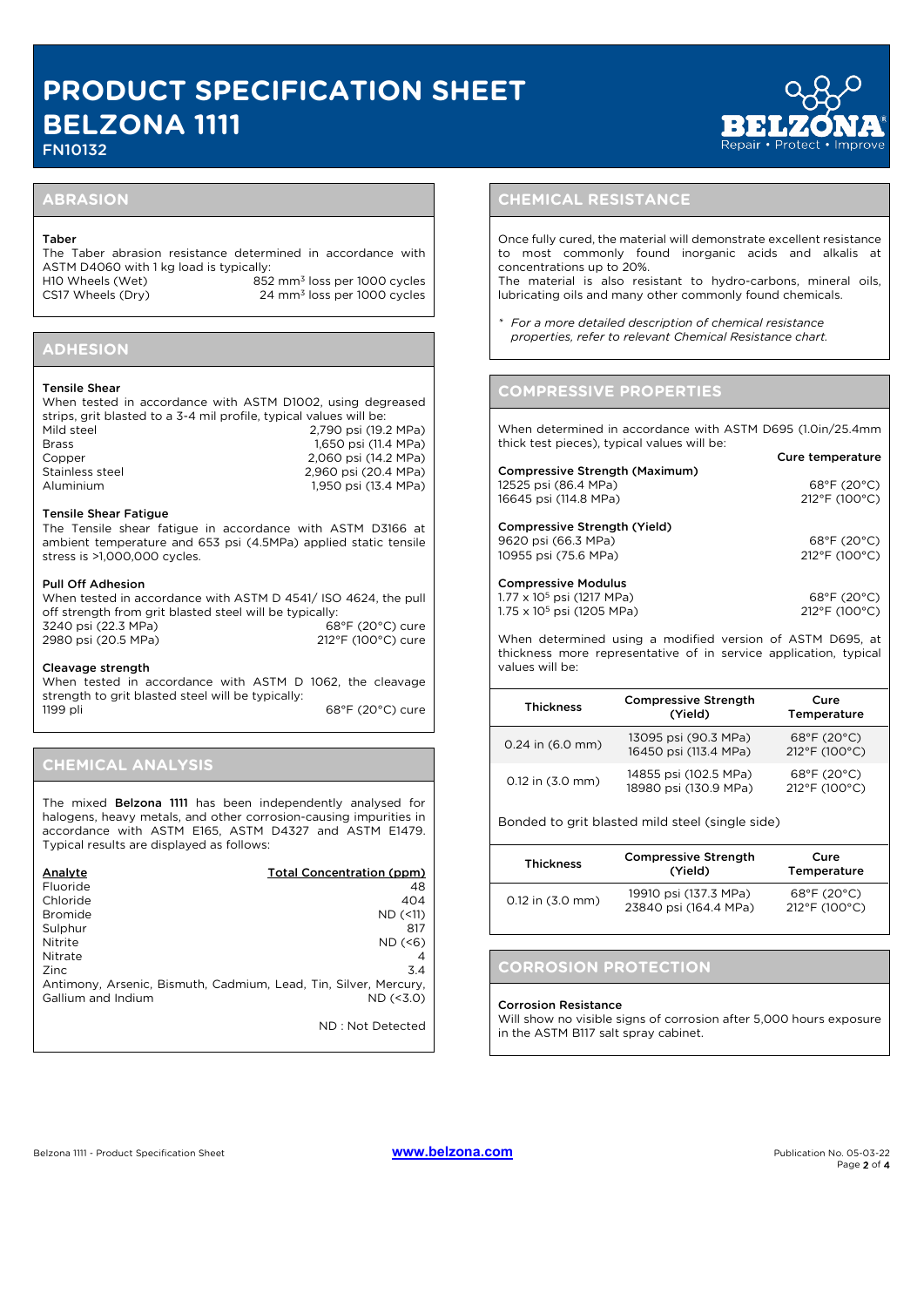# PRODUCT SPECIFICATION SHEET
# BELZONA 1111
FN10132

## ABRASION

**Taber**
The Taber abrasion resistance determined in accordance with ASTM D4060 with 1 kg load is typically:

| | |
|---|---|
| H10 Wheels (Wet) | 852 $mm^3$ loss per 1000 cycles |
| CS17 Wheels (Dry) | 24 $mm^3$ loss per 1000 cycles |

## ADHESION

**Tensile Shear**
When tested in accordance with ASTM D1002, using degreased strips, grit blasted to a 3-4 mil profile, typical values will be:

| | |
|---|---|
| Mild steel | 2,790 psi (19.2 MPa) |
| Brass | 1,650 psi (11.4 MPa) |
| Copper | 2,060 psi (14.2 MPa) |
| Stainless steel | 2,960 psi (20.4 MPa) |
| Aluminium | 1,950 psi (13.4 MPa) |

**Tensile Shear Fatigue**
The Tensile shear fatigue in accordance with ASTM D3166 at ambient temperature and 653 psi (4.5MPa) applied static tensile stress is >1,000,000 cycles.

**Pull Off Adhesion**
When tested in accordance with ASTM D 4541/ ISO 4624, the pull off strength from grit blasted steel will be typically:

| | |
|---|---|
| 3240 psi (22.3 MPa) | 68°F (20°C) cure |
| 2980 psi (20.5 MPa) | 212°F (100°C) cure |

**Cleavage strength**
When tested in accordance with ASTM D 1062, the cleavage strength to grit blasted steel will be typically:

| | |
|---|---|
| 1199 pli | 68°F (20°C) cure |

## CHEMICAL ANALYSIS

The mixed **Belzona 1111** has been independently analysed for halogens, heavy metals, and other corrosion-causing impurities in accordance with ASTM E165, ASTM D4327 and ASTM E1479. Typical results are displayed as follows:

| Analyte | Total Concentration (ppm) |
|---|---|
| Fluoride | 48 |
| Chloride | 404 |
| Bromide | ND (<11) |
| Sulphur | 817 |
| Nitrite | ND (<6) |
| Nitrate | 4 |
| Zinc | 3.4 |
| Antimony, Arsenic, Bismuth, Cadmium, Lead, Tin, Silver, Mercury, Gallium and Indium | ND (<3.0) |

ND : Not Detected

## CHEMICAL RESISTANCE

Once fully cured, the material will demonstrate excellent resistance to most commonly found inorganic acids and alkalis at concentrations up to 20%.
The material is also resistant to hydro-carbons, mineral oils, lubricating oils and many other commonly found chemicals.

* *For a more detailed description of chemical resistance properties, refer to relevant Chemical Resistance chart.*

## COMPRESSIVE PROPERTIES

When determined in accordance with ASTM D695 (1.0in/25.4mm thick test pieces), typical values will be:

| | Cure temperature |
|---|---|
| **Compressive Strength (Maximum)** | |
| 12525 psi (86.4 MPa) | 68°F (20°C) |
| 16645 psi (114.8 MPa) | 212°F (100°C) |
| **Compressive Strength (Yield)** | |
| 9620 psi (66.3 MPa) | 68°F (20°C) |
| 10955 psi (75.6 MPa) | 212°F (100°C) |
| **Compressive Modulus** | |
| $1.77 \times 10^5$ psi (1217 MPa) | 68°F (20°C) |
| $1.75 \times 10^5$ psi (1205 MPa) | 212°F (100°C) |

When determined using a modified version of ASTM D695, at thickness more representative of in service application, typical values will be:

| Thickness | Compressive Strength (Yield) | Cure Temperature |
|---|---|---|
| 0.24 in (6.0 mm) | 13095 psi (90.3 MPa)<br>16450 psi (113.4 MPa) | 68°F (20°C)<br>212°F (100°C) |
| 0.12 in (3.0 mm) | 14855 psi (102.5 MPa)<br>18980 psi (130.9 MPa) | 68°F (20°C)<br>212°F (100°C) |

Bonded to grit blasted mild steel (single side)

| Thickness | Compressive Strength (Yield) | Cure Temperature |
|---|---|---|
| 0.12 in (3.0 mm) | 19910 psi (137.3 MPa)<br>23840 psi (164.4 MPa) | 68°F (20°C)<br>212°F (100°C) |

## CORROSION PROTECTION

**Corrosion Resistance**
Will show no visible signs of corrosion after 5,000 hours exposure in the ASTM B117 salt spray cabinet.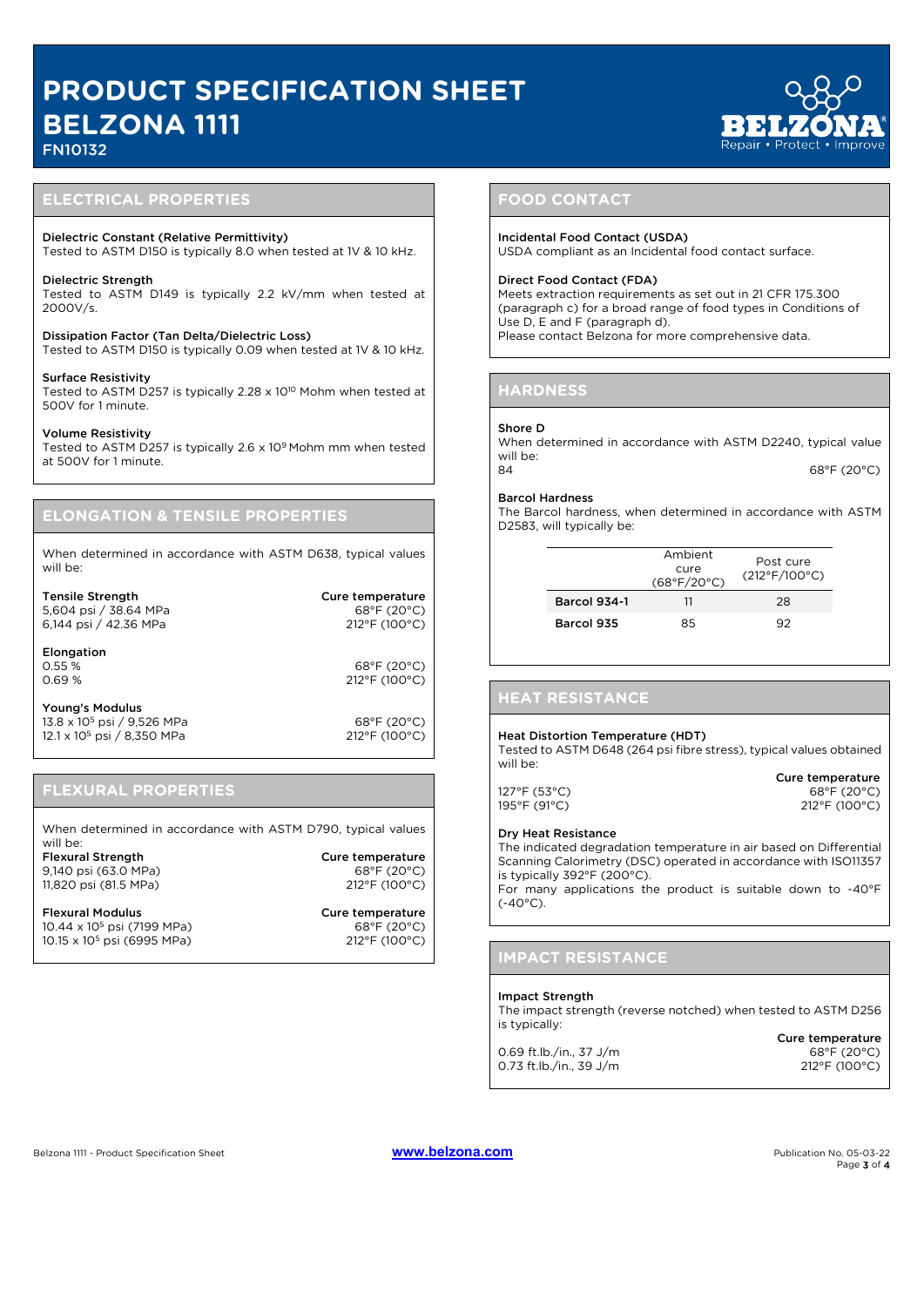# PRODUCT SPECIFICATION SHEET
# BELZONA 1111
FN10132

## ELECTRICAL PROPERTIES

**Dielectric Constant (Relative Permittivity)**
Tested to ASTM D150 is typically 8.0 when tested at 1V & 10 kHz.

**Dielectric Strength**
Tested to ASTM D149 is typically 2.2 kV/mm when tested at 2000V/s.

**Dissipation Factor (Tan Delta/Dielectric Loss)**
Tested to ASTM D150 is typically 0.09 when tested at 1V & 10 kHz.

**Surface Resistivity**
Tested to ASTM D257 is typically 2.28 x $10^{10}$ Mohm when tested at 500V for 1 minute.

**Volume Resistivity**
Tested to ASTM D257 is typically 2.6 x $10^{9}$ Mohm mm when tested at 500V for 1 minute.

## ELONGATION & TENSILE PROPERTIES

When determined in accordance with ASTM D638, typical values will be:

| Tensile Strength | Cure temperature |
|---|---|
| 5,604 psi / 38.64 MPa | 68°F (20°C) |
| 6,144 psi / 42.36 MPa | 212°F (100°C) |

| Elongation | |
|---|---|
| 0.55 % | 68°F (20°C) |
| 0.69 % | 212°F (100°C) |

| Young's Modulus | |
|---|---|
| 13.8 x $10^{5}$ psi / 9,526 MPa | 68°F (20°C) |
| 12.1 x $10^{5}$ psi / 8,350 MPa | 212°F (100°C) |

## FLEXURAL PROPERTIES

When determined in accordance with ASTM D790, typical values will be:

| Flexural Strength | Cure temperature |
|---|---|
| 9,140 psi (63.0 MPa) | 68°F (20°C) |
| 11,820 psi (81.5 MPa) | 212°F (100°C) |

| Flexural Modulus | Cure temperature |
|---|---|
| 10.44 x $10^{5}$ psi (7199 MPa) | 68°F (20°C) |
| 10.15 x $10^{5}$ psi (6995 MPa) | 212°F (100°C) |

## FOOD CONTACT

**Incidental Food Contact (USDA)**
USDA compliant as an Incidental food contact surface.

**Direct Food Contact (FDA)**
Meets extraction requirements as set out in 21 CFR 175.300 (paragraph c) for a broad range of food types in Conditions of Use D, E and F (paragraph d).
Please contact Belzona for more comprehensive data.

## HARDNESS

**Shore D**
When determined in accordance with ASTM D2240, typical value will be:

| | |
|---|---|
| 84 | 68°F (20°C) |

**Barcol Hardness**
The Barcol hardness, when determined in accordance with ASTM D2583, will typically be:

| | Ambient cure (68°F/20°C) | Post cure (212°F/100°C) |
|---|---|---|
| **Barcol 934-1** | 11 | 28 |
| **Barcol 935** | 85 | 92 |

## HEAT RESISTANCE

**Heat Distortion Temperature (HDT)**
Tested to ASTM D648 (264 psi fibre stress), typical values obtained will be:

| | Cure temperature |
|---|---|
| 127°F (53°C) | 68°F (20°C) |
| 195°F (91°C) | 212°F (100°C) |

**Dry Heat Resistance**
The indicated degradation temperature in air based on Differential Scanning Calorimetry (DSC) operated in accordance with ISO11357 is typically 392°F (200°C).
For many applications the product is suitable down to -40°F (-40°C).

## IMPACT RESISTANCE

**Impact Strength**
The impact strength (reverse notched) when tested to ASTM D256 is typically:

| | Cure temperature |
|---|---|
| 0.69 ft.lb./in., 37 J/m | 68°F (20°C) |
| 0.73 ft.lb./in., 39 J/m | 212°F (100°C) |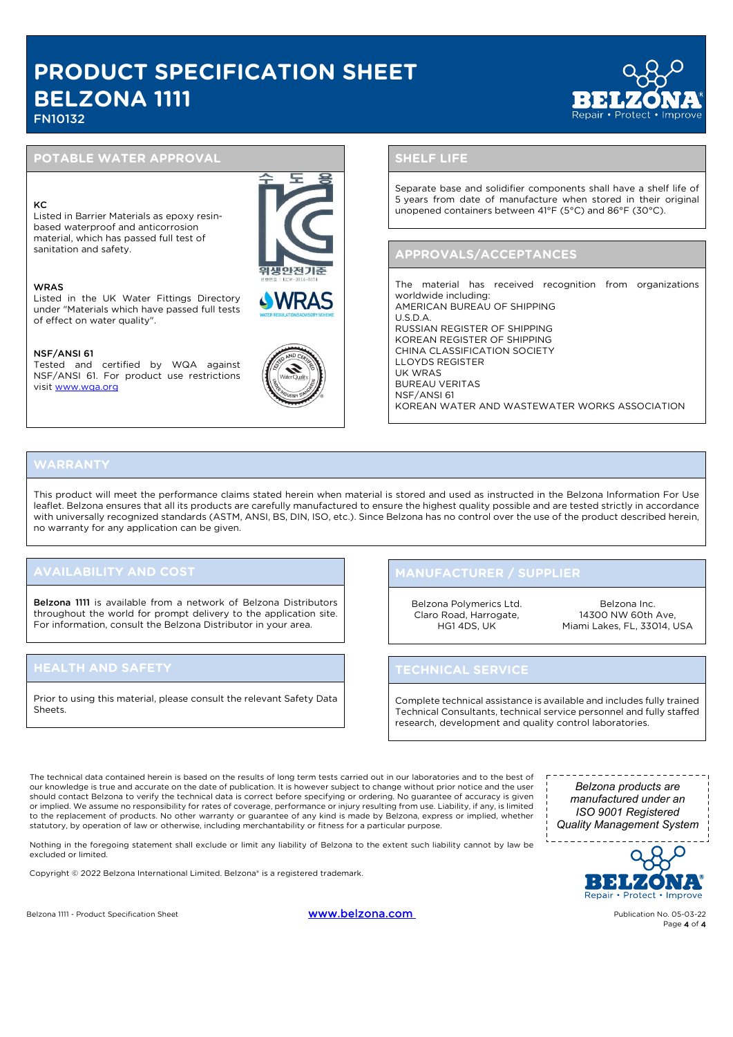# PRODUCT SPECIFICATION SHEET
# BELZONA 1111
FN10132

## POTABLE WATER APPROVAL

**KC**
Listed in Barrier Materials as epoxy resin-based waterproof and anticorrosion material, which has passed full test of sanitation and safety.

**WRAS**
Listed in the UK Water Fittings Directory under "Materials which have passed full tests of effect on water quality".

**NSF/ANSI 61**
Tested and certified by WQA against NSF/ANSI 61. For product use restrictions visit www.wqa.org

## SHELF LIFE

Separate base and solidifier components shall have a shelf life of 5 years from date of manufacture when stored in their original unopened containers between 41°F (5°C) and 86°F (30°C).

## APPROVALS/ACCEPTANCES

The material has received recognition from organizations worldwide including:
AMERICAN BUREAU OF SHIPPING
U.S.D.A.
RUSSIAN REGISTER OF SHIPPING
KOREAN REGISTER OF SHIPPING
CHINA CLASSIFICATION SOCIETY
LLOYDS REGISTER
UK WRAS
BUREAU VERITAS
NSF/ANSI 61
KOREAN WATER AND WASTEWATER WORKS ASSOCIATION

## WARRANTY

This product will meet the performance claims stated herein when material is stored and used as instructed in the Belzona Information For Use leaflet. Belzona ensures that all its products are carefully manufactured to ensure the highest quality possible and are tested strictly in accordance with universally recognized standards (ASTM, ANSI, BS, DIN, ISO, etc.). Since Belzona has no control over the use of the product described herein, no warranty for any application can be given.

## AVAILABILITY AND COST

**Belzona 1111** is available from a network of Belzona Distributors throughout the world for prompt delivery to the application site. For information, consult the Belzona Distributor in your area.

## MANUFACTURER / SUPPLIER

Belzona Polymerics Ltd.
Claro Road, Harrogate,
HG1 4DS, UK

Belzona Inc.
14300 NW 60th Ave,
Miami Lakes, FL, 33014, USA

## HEALTH AND SAFETY

Prior to using this material, please consult the relevant Safety Data Sheets.

## TECHNICAL SERVICE

Complete technical assistance is available and includes fully trained Technical Consultants, technical service personnel and fully staffed research, development and quality control laboratories.

The technical data contained herein is based on the results of long term tests carried out in our laboratories and to the best of our knowledge is true and accurate on the date of publication. It is however subject to change without prior notice and the user should contact Belzona to verify the technical data is correct before specifying or ordering. No guarantee of accuracy is given or implied. We assume no responsibility for rates of coverage, performance or injury resulting from use. Liability, if any, is limited to the replacement of products. No other warranty or guarantee of any kind is made by Belzona, express or implied, whether statutory, by operation of law or otherwise, including merchantability or fitness for a particular purpose.

Nothing in the foregoing statement shall exclude or limit any liability of Belzona to the extent such liability cannot by law be excluded or limited.

Copyright © 2022 Belzona International Limited. Belzona® is a registered trademark.

*Belzona products are manufactured under an ISO 9001 Registered Quality Management System*

Belzona 1111 - Product Specification Sheet

www.belzona.com

Publication No. 05-03-22